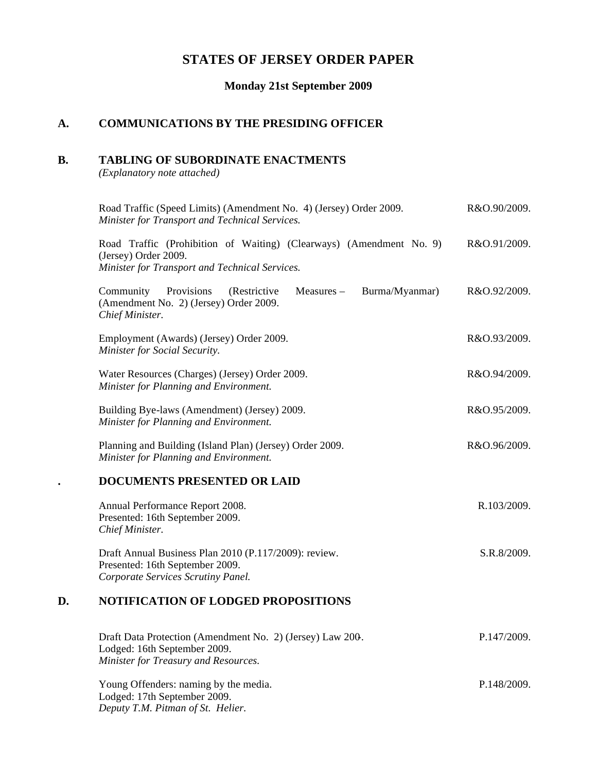# STATES OF JERSEY ORDER PAPER

**Monday 21st September 2009**

## A. COMMUNICATIONS BY THE PRESIDING OFFICER

## B. TABLING OF SUBORDINATE ENACTMENTS

*(Explanatory note attached)*

Road Traffic (Speed Limits) (Amendment No. 4) (Jersey) Order 2009. R&O.90/2009.
*Minister for Transport and Technical Services.*

Road Traffic (Prohibition of Waiting) (Clearways) (Amendment No. 9) (Jersey) Order 2009. R&O.91/2009.
*Minister for Transport and Technical Services.*

Community Provisions (Restrictive Measures – Burma/Myanmar) (Amendment No. 2) (Jersey) Order 2009. R&O.92/2009.
*Chief Minister.*

Employment (Awards) (Jersey) Order 2009. R&O.93/2009.
*Minister for Social Security.*

Water Resources (Charges) (Jersey) Order 2009. R&O.94/2009.
*Minister for Planning and Environment.*

Building Bye-laws (Amendment) (Jersey) 2009. R&O.95/2009.
*Minister for Planning and Environment.*

Planning and Building (Island Plan) (Jersey) Order 2009. R&O.96/2009.
*Minister for Planning and Environment.*

## . DOCUMENTS PRESENTED OR LAID

Annual Performance Report 2008. R.103/2009.
Presented: 16th September 2009.
*Chief Minister.*

Draft Annual Business Plan 2010 (P.117/2009): review. S.R.8/2009.
Presented: 16th September 2009.
*Corporate Services Scrutiny Panel.*

## D. NOTIFICATION OF LODGED PROPOSITIONS

Draft Data Protection (Amendment No. 2) (Jersey) Law 200-. P.147/2009.
Lodged: 16th September 2009.
*Minister for Treasury and Resources.*

Young Offenders: naming by the media. P.148/2009.
Lodged: 17th September 2009.
*Deputy T.M. Pitman of St. Helier.*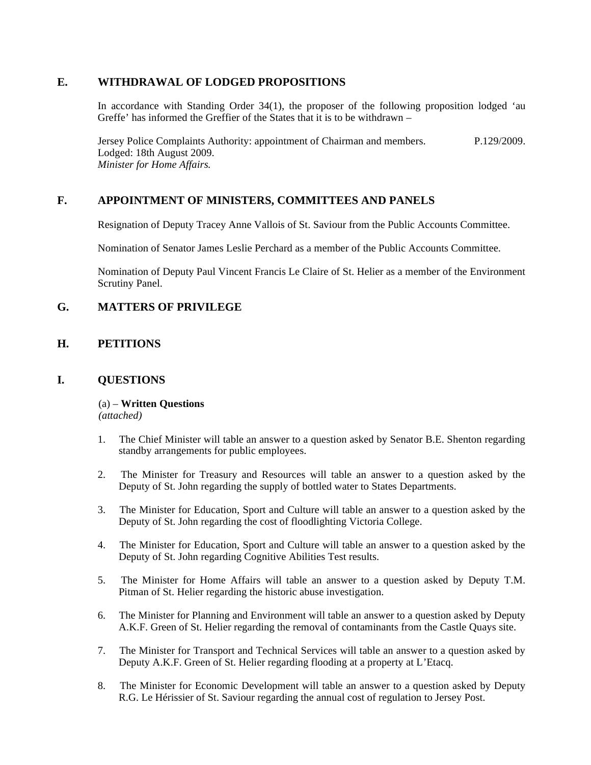## E. WITHDRAWAL OF LODGED PROPOSITIONS

In accordance with Standing Order 34(1), the proposer of the following proposition lodged 'au Greffe' has informed the Greffier of the States that it is to be withdrawn –

Jersey Police Complaints Authority: appointment of Chairman and members. P.129/2009.
Lodged: 18th August 2009.
*Minister for Home Affairs.*

## F. APPOINTMENT OF MINISTERS, COMMITTEES AND PANELS

Resignation of Deputy Tracey Anne Vallois of St. Saviour from the Public Accounts Committee.

Nomination of Senator James Leslie Perchard as a member of the Public Accounts Committee.

Nomination of Deputy Paul Vincent Francis Le Claire of St. Helier as a member of the Environment Scrutiny Panel.

## G. MATTERS OF PRIVILEGE

## H. PETITIONS

## I. QUESTIONS

(a) – **Written Questions**
*(attached)*

1. The Chief Minister will table an answer to a question asked by Senator B.E. Shenton regarding standby arrangements for public employees.

2. The Minister for Treasury and Resources will table an answer to a question asked by the Deputy of St. John regarding the supply of bottled water to States Departments.

3. The Minister for Education, Sport and Culture will table an answer to a question asked by the Deputy of St. John regarding the cost of floodlighting Victoria College.

4. The Minister for Education, Sport and Culture will table an answer to a question asked by the Deputy of St. John regarding Cognitive Abilities Test results.

5. The Minister for Home Affairs will table an answer to a question asked by Deputy T.M. Pitman of St. Helier regarding the historic abuse investigation.

6. The Minister for Planning and Environment will table an answer to a question asked by Deputy A.K.F. Green of St. Helier regarding the removal of contaminants from the Castle Quays site.

7. The Minister for Transport and Technical Services will table an answer to a question asked by Deputy A.K.F. Green of St. Helier regarding flooding at a property at L'Etacq.

8. The Minister for Economic Development will table an answer to a question asked by Deputy R.G. Le Hérissier of St. Saviour regarding the annual cost of regulation to Jersey Post.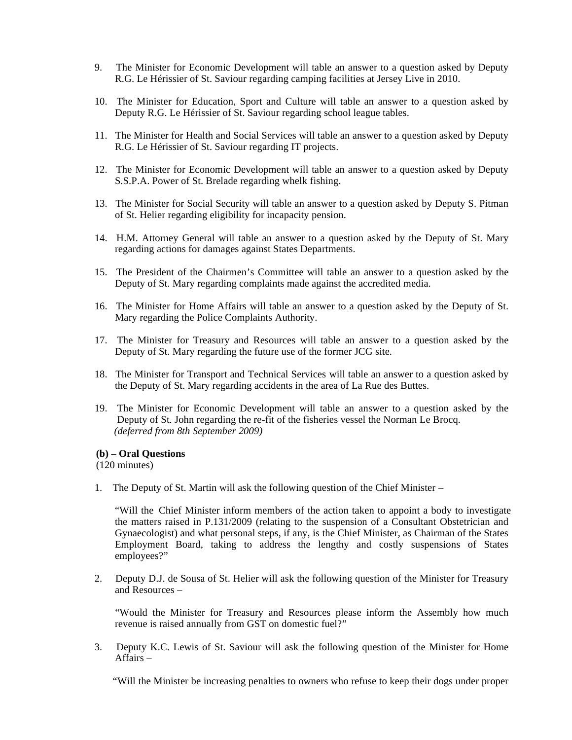9. The Minister for Economic Development will table an answer to a question asked by Deputy R.G. Le Hérissier of St. Saviour regarding camping facilities at Jersey Live in 2010.

10. The Minister for Education, Sport and Culture will table an answer to a question asked by Deputy R.G. Le Hérissier of St. Saviour regarding school league tables.

11. The Minister for Health and Social Services will table an answer to a question asked by Deputy R.G. Le Hérissier of St. Saviour regarding IT projects.

12. The Minister for Economic Development will table an answer to a question asked by Deputy S.S.P.A. Power of St. Brelade regarding whelk fishing.

13. The Minister for Social Security will table an answer to a question asked by Deputy S. Pitman of St. Helier regarding eligibility for incapacity pension.

14. H.M. Attorney General will table an answer to a question asked by the Deputy of St. Mary regarding actions for damages against States Departments.

15. The President of the Chairmen's Committee will table an answer to a question asked by the Deputy of St. Mary regarding complaints made against the accredited media.

16. The Minister for Home Affairs will table an answer to a question asked by the Deputy of St. Mary regarding the Police Complaints Authority.

17. The Minister for Treasury and Resources will table an answer to a question asked by the Deputy of St. Mary regarding the future use of the former JCG site.

18. The Minister for Transport and Technical Services will table an answer to a question asked by the Deputy of St. Mary regarding accidents in the area of La Rue des Buttes.

19. The Minister for Economic Development will table an answer to a question asked by the Deputy of St. John regarding the re-fit of the fisheries vessel the Norman Le Brocq.
*(deferred from 8th September 2009)*

**(b) – Oral Questions**
(120 minutes)

1. The Deputy of St. Martin will ask the following question of the Chief Minister –

   "Will the Chief Minister inform members of the action taken to appoint a body to investigate the matters raised in P.131/2009 (relating to the suspension of a Consultant Obstetrician and Gynaecologist) and what personal steps, if any, is the Chief Minister, as Chairman of the States Employment Board, taking to address the lengthy and costly suspensions of States employees?"

2. Deputy D.J. de Sousa of St. Helier will ask the following question of the Minister for Treasury and Resources –

   "Would the Minister for Treasury and Resources please inform the Assembly how much revenue is raised annually from GST on domestic fuel?"

3. Deputy K.C. Lewis of St. Saviour will ask the following question of the Minister for Home Affairs –

   "Will the Minister be increasing penalties to owners who refuse to keep their dogs under proper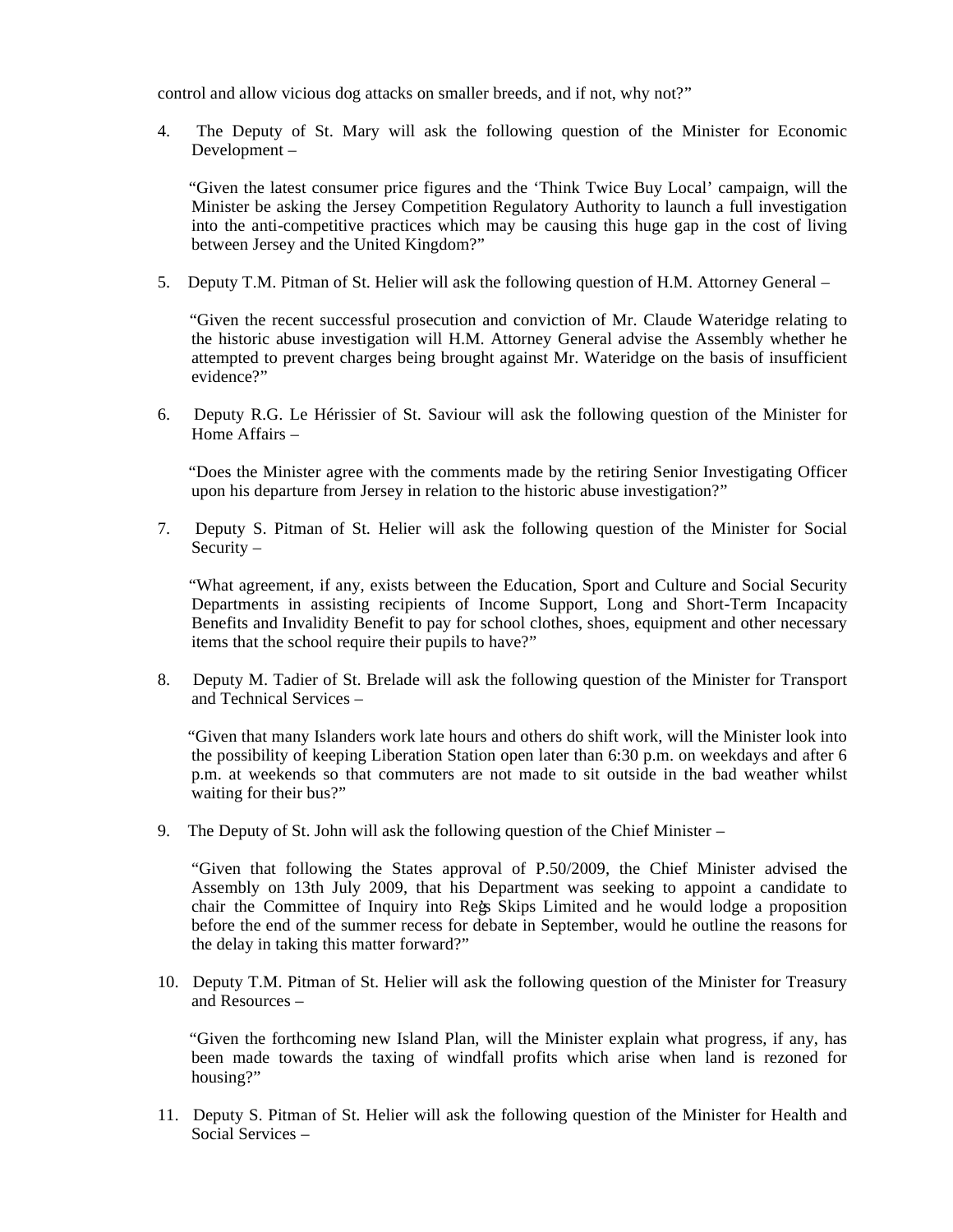control and allow vicious dog attacks on smaller breeds, and if not, why not?"

4. The Deputy of St. Mary will ask the following question of the Minister for Economic Development –

   "Given the latest consumer price figures and the 'Think Twice Buy Local' campaign, will the Minister be asking the Jersey Competition Regulatory Authority to launch a full investigation into the anti-competitive practices which may be causing this huge gap in the cost of living between Jersey and the United Kingdom?"

5. Deputy T.M. Pitman of St. Helier will ask the following question of H.M. Attorney General –

   "Given the recent successful prosecution and conviction of Mr. Claude Wateridge relating to the historic abuse investigation will H.M. Attorney General advise the Assembly whether he attempted to prevent charges being brought against Mr. Wateridge on the basis of insufficient evidence?"

6. Deputy R.G. Le Hérissier of St. Saviour will ask the following question of the Minister for Home Affairs –

   "Does the Minister agree with the comments made by the retiring Senior Investigating Officer upon his departure from Jersey in relation to the historic abuse investigation?"

7. Deputy S. Pitman of St. Helier will ask the following question of the Minister for Social Security –

   "What agreement, if any, exists between the Education, Sport and Culture and Social Security Departments in assisting recipients of Income Support, Long and Short-Term Incapacity Benefits and Invalidity Benefit to pay for school clothes, shoes, equipment and other necessary items that the school require their pupils to have?"

8. Deputy M. Tadier of St. Brelade will ask the following question of the Minister for Transport and Technical Services –

   "Given that many Islanders work late hours and others do shift work, will the Minister look into the possibility of keeping Liberation Station open later than 6:30 p.m. on weekdays and after 6 p.m. at weekends so that commuters are not made to sit outside in the bad weather whilst waiting for their bus?"

9. The Deputy of St. John will ask the following question of the Chief Minister –

   "Given that following the States approval of P.50/2009, the Chief Minister advised the Assembly on 13th July 2009, that his Department was seeking to appoint a candidate to chair the Committee of Inquiry into Reg's Skips Limited and he would lodge a proposition before the end of the summer recess for debate in September, would he outline the reasons for the delay in taking this matter forward?"

10. Deputy T.M. Pitman of St. Helier will ask the following question of the Minister for Treasury and Resources –

    "Given the forthcoming new Island Plan, will the Minister explain what progress, if any, has been made towards the taxing of windfall profits which arise when land is rezoned for housing?"

11. Deputy S. Pitman of St. Helier will ask the following question of the Minister for Health and Social Services –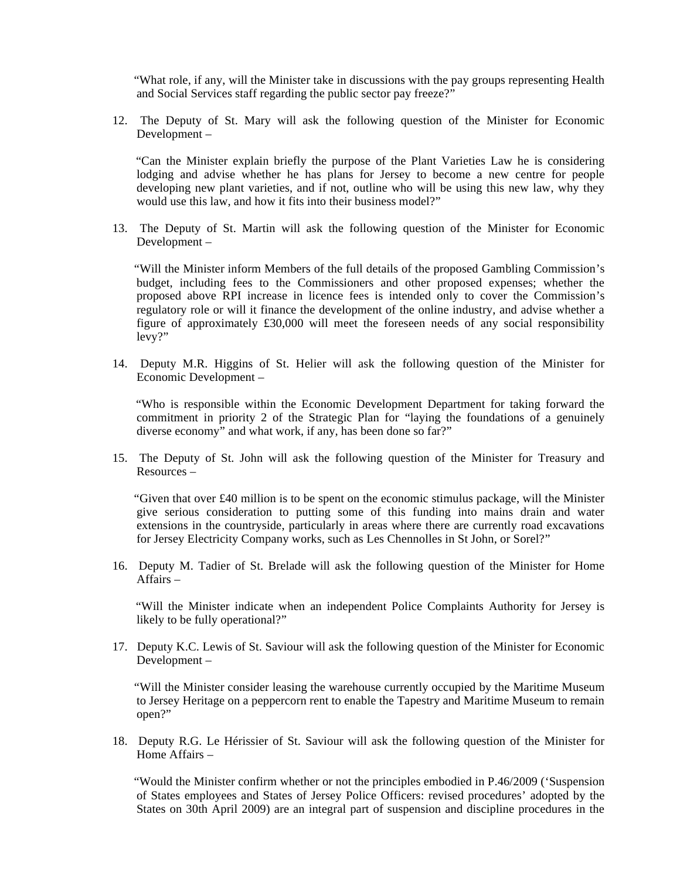"What role, if any, will the Minister take in discussions with the pay groups representing Health and Social Services staff regarding the public sector pay freeze?"

12. The Deputy of St. Mary will ask the following question of the Minister for Economic Development –

    "Can the Minister explain briefly the purpose of the Plant Varieties Law he is considering lodging and advise whether he has plans for Jersey to become a new centre for people developing new plant varieties, and if not, outline who will be using this new law, why they would use this law, and how it fits into their business model?"

13. The Deputy of St. Martin will ask the following question of the Minister for Economic Development –

    "Will the Minister inform Members of the full details of the proposed Gambling Commission's budget, including fees to the Commissioners and other proposed expenses; whether the proposed above RPI increase in licence fees is intended only to cover the Commission's regulatory role or will it finance the development of the online industry, and advise whether a figure of approximately £30,000 will meet the foreseen needs of any social responsibility levy?"

14. Deputy M.R. Higgins of St. Helier will ask the following question of the Minister for Economic Development –

    "Who is responsible within the Economic Development Department for taking forward the commitment in priority 2 of the Strategic Plan for "laying the foundations of a genuinely diverse economy" and what work, if any, has been done so far?"

15. The Deputy of St. John will ask the following question of the Minister for Treasury and Resources –

    "Given that over £40 million is to be spent on the economic stimulus package, will the Minister give serious consideration to putting some of this funding into mains drain and water extensions in the countryside, particularly in areas where there are currently road excavations for Jersey Electricity Company works, such as Les Chennolles in St John, or Sorel?"

16. Deputy M. Tadier of St. Brelade will ask the following question of the Minister for Home Affairs –

    "Will the Minister indicate when an independent Police Complaints Authority for Jersey is likely to be fully operational?"

17. Deputy K.C. Lewis of St. Saviour will ask the following question of the Minister for Economic Development –

    "Will the Minister consider leasing the warehouse currently occupied by the Maritime Museum to Jersey Heritage on a peppercorn rent to enable the Tapestry and Maritime Museum to remain open?"

18. Deputy R.G. Le Hérissier of St. Saviour will ask the following question of the Minister for Home Affairs –

    "Would the Minister confirm whether or not the principles embodied in P.46/2009 ('Suspension of States employees and States of Jersey Police Officers: revised procedures' adopted by the States on 30th April 2009) are an integral part of suspension and discipline procedures in the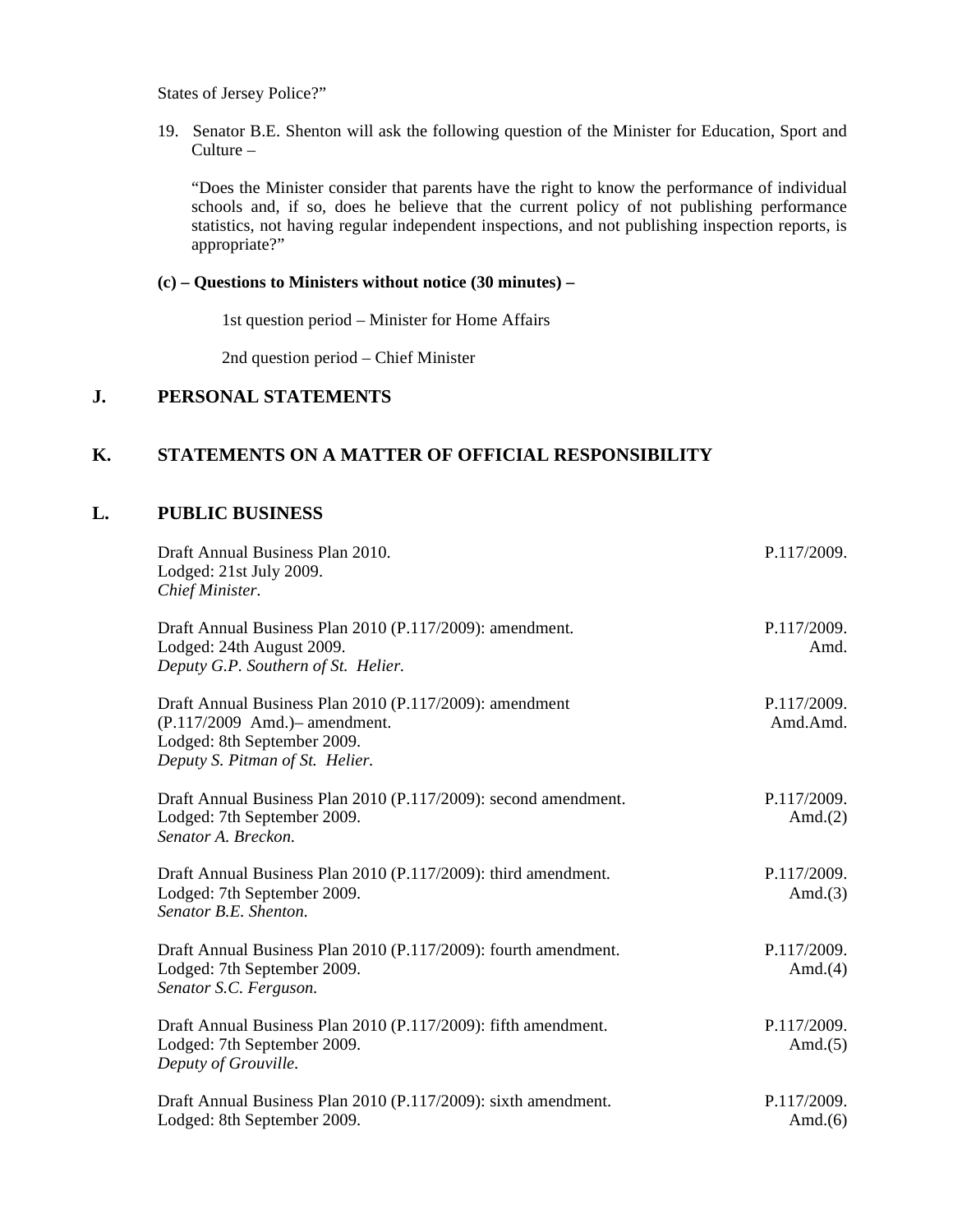States of Jersey Police?"

19. Senator B.E. Shenton will ask the following question of the Minister for Education, Sport and Culture –

"Does the Minister consider that parents have the right to know the performance of individual schools and, if so, does he believe that the current policy of not publishing performance statistics, not having regular independent inspections, and not publishing inspection reports, is appropriate?"

**(c) – Questions to Ministers without notice (30 minutes) –**

1st question period – Minister for Home Affairs

2nd question period – Chief Minister

## J. PERSONAL STATEMENTS

## K. STATEMENTS ON A MATTER OF OFFICIAL RESPONSIBILITY

## L. PUBLIC BUSINESS

Draft Annual Business Plan 2010.
Lodged: 21st July 2009.
*Chief Minister.*
P.117/2009.

Draft Annual Business Plan 2010 (P.117/2009): amendment.
Lodged: 24th August 2009.
*Deputy G.P. Southern of St. Helier.*
P.117/2009. Amd.

Draft Annual Business Plan 2010 (P.117/2009): amendment (P.117/2009 Amd.)– amendment.
Lodged: 8th September 2009.
*Deputy S. Pitman of St. Helier.*
P.117/2009. Amd.Amd.

Draft Annual Business Plan 2010 (P.117/2009): second amendment.
Lodged: 7th September 2009.
*Senator A. Breckon.*
P.117/2009. Amd.(2)

Draft Annual Business Plan 2010 (P.117/2009): third amendment.
Lodged: 7th September 2009.
*Senator B.E. Shenton.*
P.117/2009. Amd.(3)

Draft Annual Business Plan 2010 (P.117/2009): fourth amendment.
Lodged: 7th September 2009.
*Senator S.C. Ferguson.*
P.117/2009. Amd.(4)

Draft Annual Business Plan 2010 (P.117/2009): fifth amendment.
Lodged: 7th September 2009.
*Deputy of Grouville.*
P.117/2009. Amd.(5)

Draft Annual Business Plan 2010 (P.117/2009): sixth amendment.
Lodged: 8th September 2009.
P.117/2009. Amd.(6)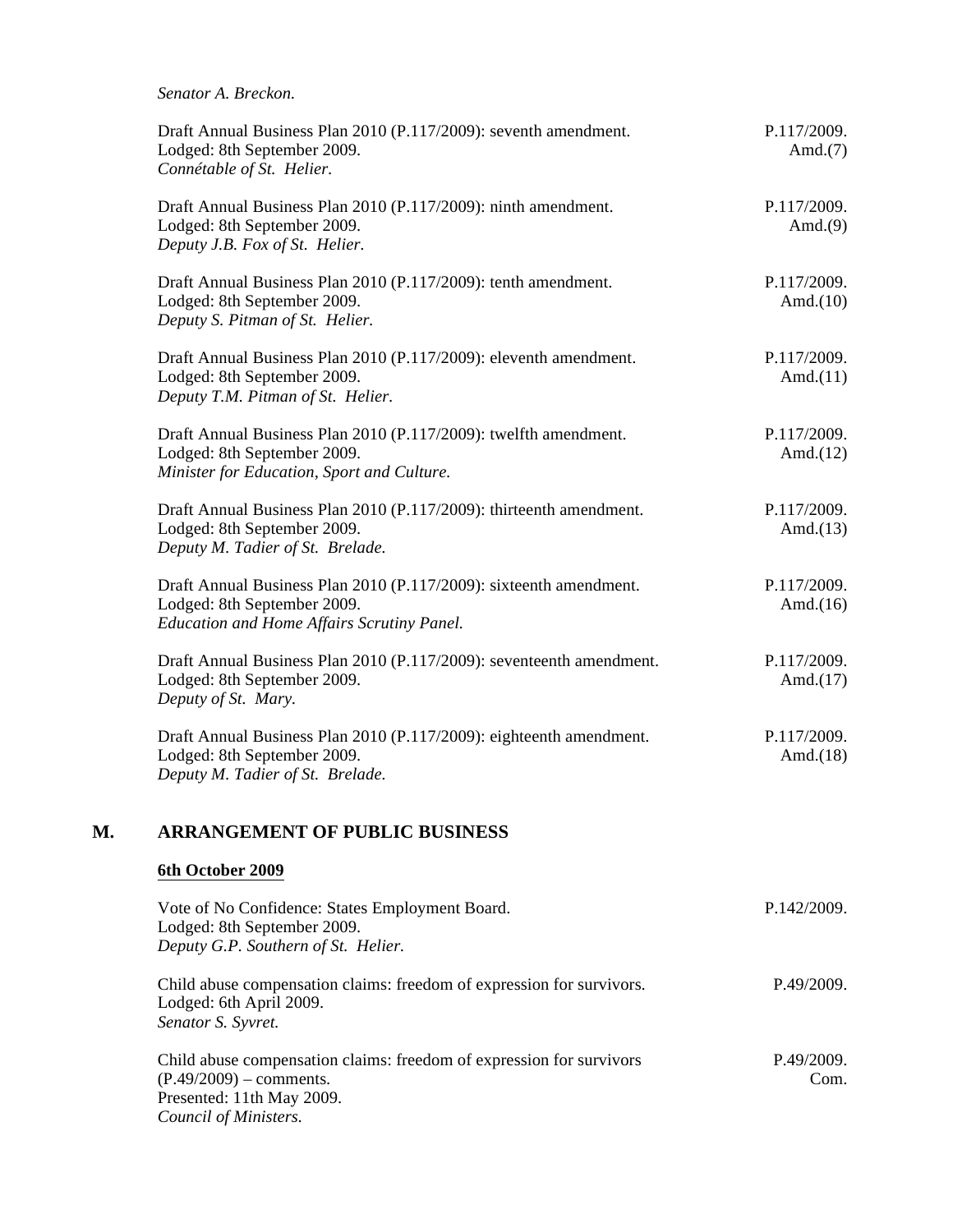*Senator A. Breckon.*

| | |
|---|---|
| Draft Annual Business Plan 2010 (P.117/2009): seventh amendment.<br>Lodged: 8th September 2009.<br>*Connétable of St. Helier.* | P.117/2009.<br>Amd.(7) |
| Draft Annual Business Plan 2010 (P.117/2009): ninth amendment.<br>Lodged: 8th September 2009.<br>*Deputy J.B. Fox of St. Helier.* | P.117/2009.<br>Amd.(9) |
| Draft Annual Business Plan 2010 (P.117/2009): tenth amendment.<br>Lodged: 8th September 2009.<br>*Deputy S. Pitman of St. Helier.* | P.117/2009.<br>Amd.(10) |
| Draft Annual Business Plan 2010 (P.117/2009): eleventh amendment.<br>Lodged: 8th September 2009.<br>*Deputy T.M. Pitman of St. Helier.* | P.117/2009.<br>Amd.(11) |
| Draft Annual Business Plan 2010 (P.117/2009): twelfth amendment.<br>Lodged: 8th September 2009.<br>*Minister for Education, Sport and Culture.* | P.117/2009.<br>Amd.(12) |
| Draft Annual Business Plan 2010 (P.117/2009): thirteenth amendment.<br>Lodged: 8th September 2009.<br>*Deputy M. Tadier of St. Brelade.* | P.117/2009.<br>Amd.(13) |
| Draft Annual Business Plan 2010 (P.117/2009): sixteenth amendment.<br>Lodged: 8th September 2009.<br>*Education and Home Affairs Scrutiny Panel.* | P.117/2009.<br>Amd.(16) |
| Draft Annual Business Plan 2010 (P.117/2009): seventeenth amendment.<br>Lodged: 8th September 2009.<br>*Deputy of St. Mary.* | P.117/2009.<br>Amd.(17) |
| Draft Annual Business Plan 2010 (P.117/2009): eighteenth amendment.<br>Lodged: 8th September 2009.<br>*Deputy M. Tadier of St. Brelade.* | P.117/2009.<br>Amd.(18) |

## M. ARRANGEMENT OF PUBLIC BUSINESS

### 6th October 2009

| | |
|---|---|
| Vote of No Confidence: States Employment Board.<br>Lodged: 8th September 2009.<br>*Deputy G.P. Southern of St. Helier.* | P.142/2009. |
| Child abuse compensation claims: freedom of expression for survivors.<br>Lodged: 6th April 2009.<br>*Senator S. Syvret.* | P.49/2009. |
| Child abuse compensation claims: freedom of expression for survivors (P.49/2009) – comments.<br>Presented: 11th May 2009.<br>*Council of Ministers.* | P.49/2009.<br>Com. |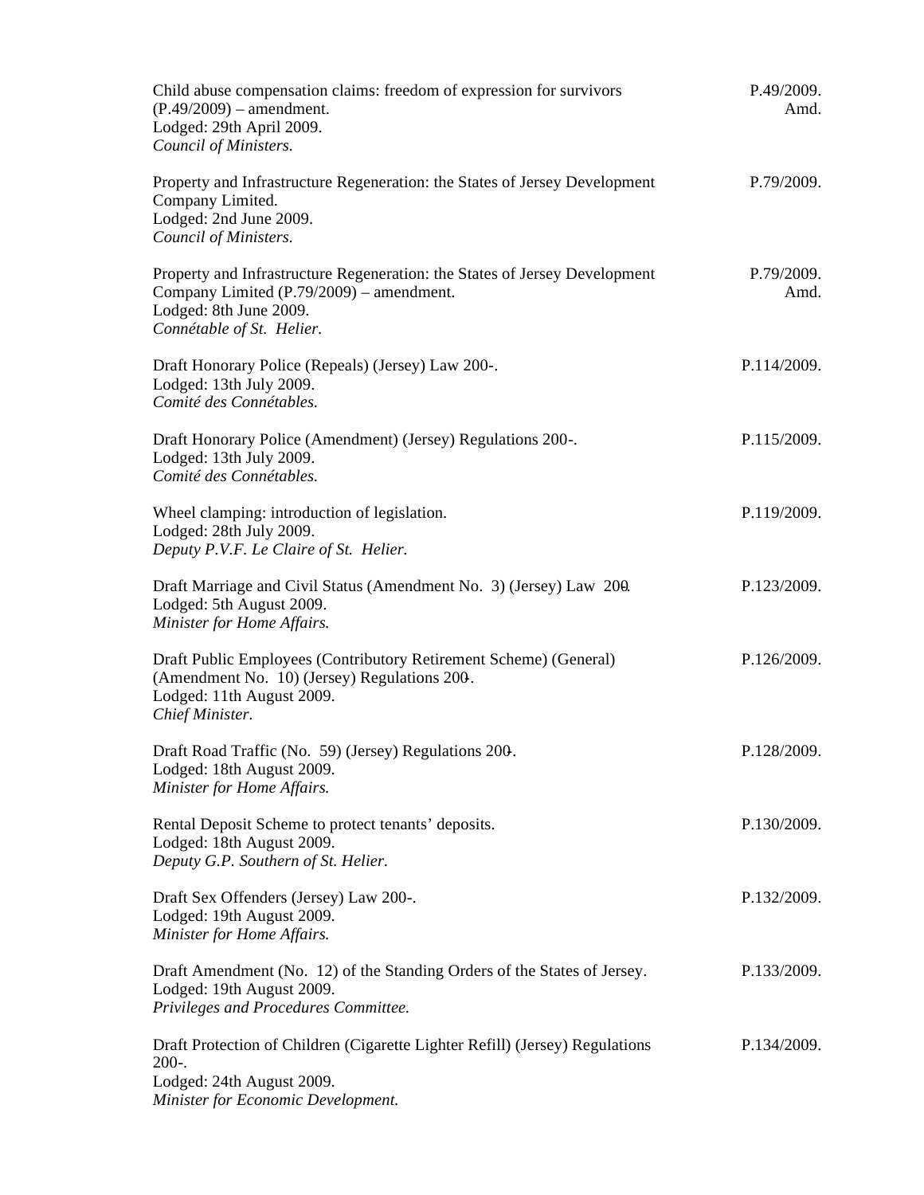Child abuse compensation claims: freedom of expression for survivors (P.49/2009) – amendment.
Lodged: 29th April 2009.
*Council of Ministers.*
P.49/2009. Amd.

Property and Infrastructure Regeneration: the States of Jersey Development Company Limited.
Lodged: 2nd June 2009.
*Council of Ministers.*
P.79/2009.

Property and Infrastructure Regeneration: the States of Jersey Development Company Limited (P.79/2009) – amendment.
Lodged: 8th June 2009.
*Connétable of St. Helier.*
P.79/2009. Amd.

Draft Honorary Police (Repeals) (Jersey) Law 200-.
Lodged: 13th July 2009.
*Comité des Connétables.*
P.114/2009.

Draft Honorary Police (Amendment) (Jersey) Regulations 200-.
Lodged: 13th July 2009.
*Comité des Connétables.*
P.115/2009.

Wheel clamping: introduction of legislation.
Lodged: 28th July 2009.
*Deputy P.V.F. Le Claire of St. Helier.*
P.119/2009.

Draft Marriage and Civil Status (Amendment No. 3) (Jersey) Law 200-.
Lodged: 5th August 2009.
*Minister for Home Affairs.*
P.123/2009.

Draft Public Employees (Contributory Retirement Scheme) (General) (Amendment No. 10) (Jersey) Regulations 200-.
Lodged: 11th August 2009.
*Chief Minister.*
P.126/2009.

Draft Road Traffic (No. 59) (Jersey) Regulations 200-.
Lodged: 18th August 2009.
*Minister for Home Affairs.*
P.128/2009.

Rental Deposit Scheme to protect tenants' deposits.
Lodged: 18th August 2009.
*Deputy G.P. Southern of St. Helier.*
P.130/2009.

Draft Sex Offenders (Jersey) Law 200-.
Lodged: 19th August 2009.
*Minister for Home Affairs.*
P.132/2009.

Draft Amendment (No. 12) of the Standing Orders of the States of Jersey.
Lodged: 19th August 2009.
*Privileges and Procedures Committee.*
P.133/2009.

Draft Protection of Children (Cigarette Lighter Refill) (Jersey) Regulations 200-.
Lodged: 24th August 2009.
*Minister for Economic Development.*
P.134/2009.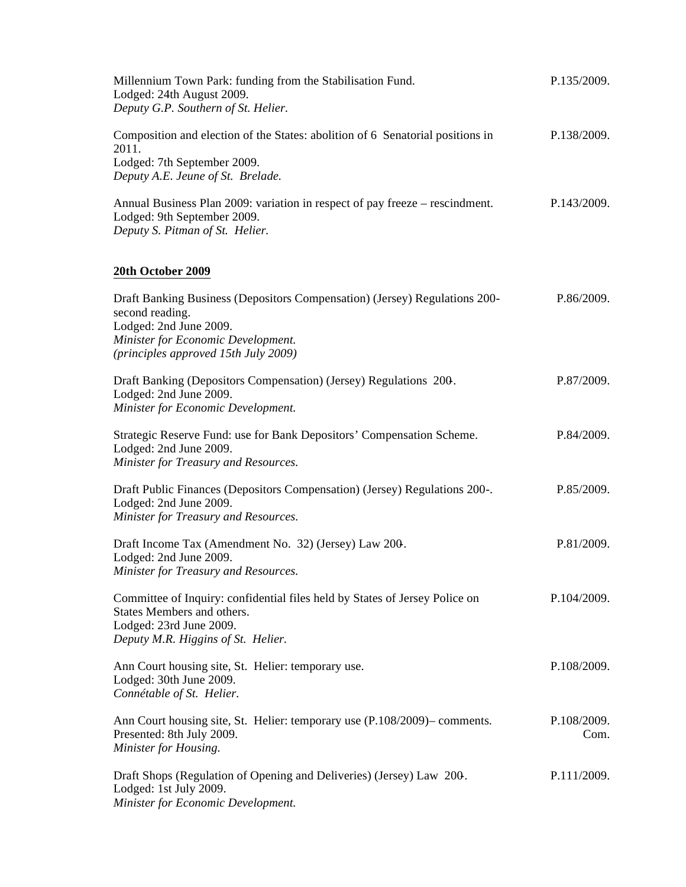Millennium Town Park: funding from the Stabilisation Fund. P.135/2009.
Lodged: 24th August 2009.
*Deputy G.P. Southern of St. Helier.*

Composition and election of the States: abolition of 6 Senatorial positions in 2011. P.138/2009.
Lodged: 7th September 2009.
*Deputy A.E. Jeune of St. Brelade.*

Annual Business Plan 2009: variation in respect of pay freeze – rescindment. P.143/2009.
Lodged: 9th September 2009.
*Deputy S. Pitman of St. Helier.*

**20th October 2009**

Draft Banking Business (Depositors Compensation) (Jersey) Regulations 200- second reading. P.86/2009.
Lodged: 2nd June 2009.
*Minister for Economic Development.*
*(principles approved 15th July 2009)*

Draft Banking (Depositors Compensation) (Jersey) Regulations 200-. P.87/2009.
Lodged: 2nd June 2009.
*Minister for Economic Development.*

Strategic Reserve Fund: use for Bank Depositors' Compensation Scheme. P.84/2009.
Lodged: 2nd June 2009.
*Minister for Treasury and Resources.*

Draft Public Finances (Depositors Compensation) (Jersey) Regulations 200-. P.85/2009.
Lodged: 2nd June 2009.
*Minister for Treasury and Resources.*

Draft Income Tax (Amendment No. 32) (Jersey) Law 200-. P.81/2009.
Lodged: 2nd June 2009.
*Minister for Treasury and Resources.*

Committee of Inquiry: confidential files held by States of Jersey Police on States Members and others. P.104/2009.
Lodged: 23rd June 2009.
*Deputy M.R. Higgins of St. Helier.*

Ann Court housing site, St. Helier: temporary use. P.108/2009.
Lodged: 30th June 2009.
*Connétable of St. Helier.*

Ann Court housing site, St. Helier: temporary use (P.108/2009)– comments. P.108/2009. Com.
Presented: 8th July 2009.
*Minister for Housing.*

Draft Shops (Regulation of Opening and Deliveries) (Jersey) Law 200-. P.111/2009.
Lodged: 1st July 2009.
*Minister for Economic Development.*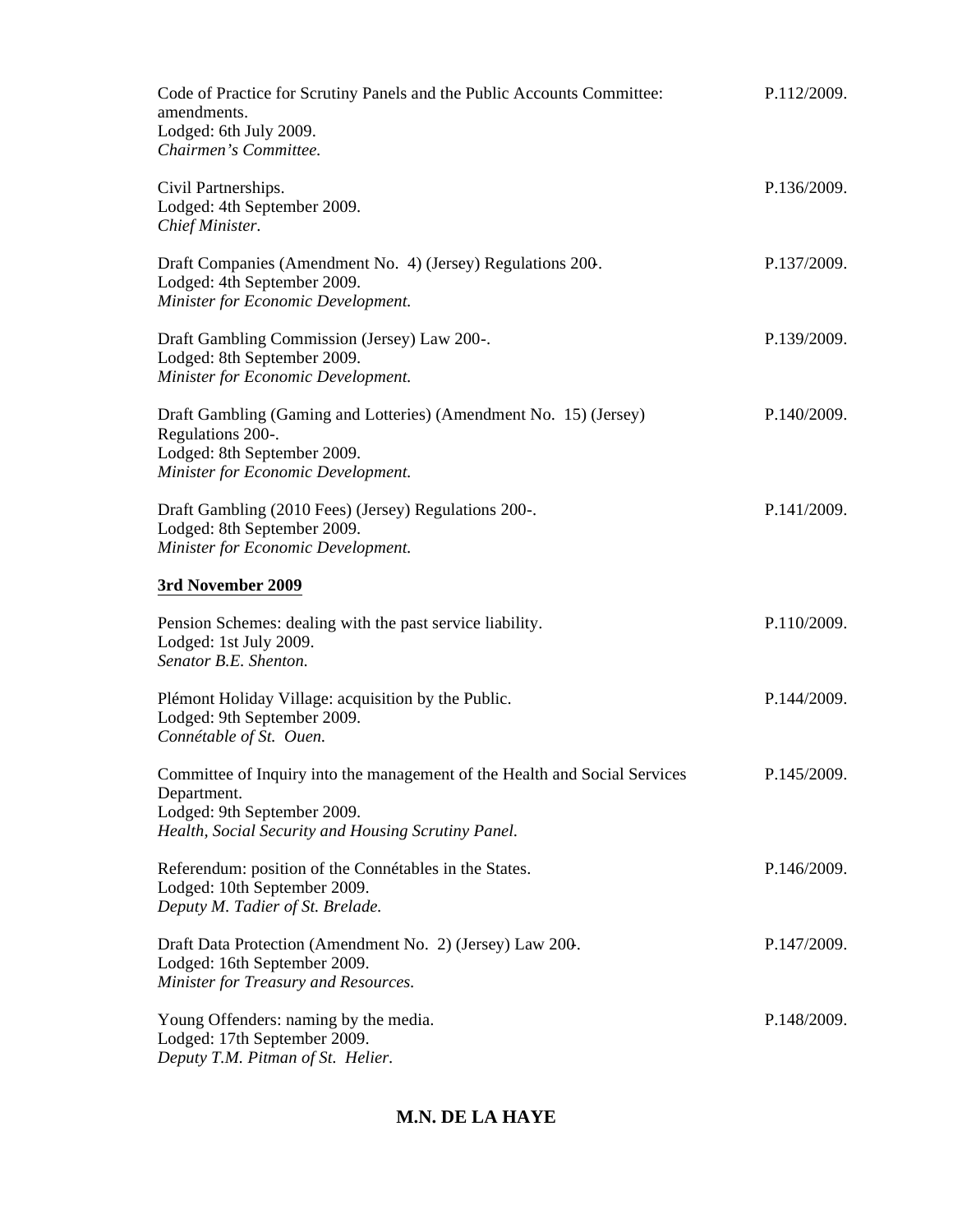Code of Practice for Scrutiny Panels and the Public Accounts Committee: amendments.
Lodged: 6th July 2009.
*Chairmen's Committee.*
P.112/2009.

Civil Partnerships.
Lodged: 4th September 2009.
*Chief Minister.*
P.136/2009.

Draft Companies (Amendment No. 4) (Jersey) Regulations 200-.
Lodged: 4th September 2009.
*Minister for Economic Development.*
P.137/2009.

Draft Gambling Commission (Jersey) Law 200-.
Lodged: 8th September 2009.
*Minister for Economic Development.*
P.139/2009.

Draft Gambling (Gaming and Lotteries) (Amendment No. 15) (Jersey) Regulations 200-.
Lodged: 8th September 2009.
*Minister for Economic Development.*
P.140/2009.

Draft Gambling (2010 Fees) (Jersey) Regulations 200-.
Lodged: 8th September 2009.
*Minister for Economic Development.*
P.141/2009.

**3rd November 2009**

Pension Schemes: dealing with the past service liability.
Lodged: 1st July 2009.
*Senator B.E. Shenton.*
P.110/2009.

Plémont Holiday Village: acquisition by the Public.
Lodged: 9th September 2009.
*Connétable of St. Ouen.*
P.144/2009.

Committee of Inquiry into the management of the Health and Social Services Department.
Lodged: 9th September 2009.
*Health, Social Security and Housing Scrutiny Panel.*
P.145/2009.

Referendum: position of the Connétables in the States.
Lodged: 10th September 2009.
*Deputy M. Tadier of St. Brelade.*
P.146/2009.

Draft Data Protection (Amendment No. 2) (Jersey) Law 200-.
Lodged: 16th September 2009.
*Minister for Treasury and Resources.*
P.147/2009.

Young Offenders: naming by the media.
Lodged: 17th September 2009.
*Deputy T.M. Pitman of St. Helier.*
P.148/2009.

**M.N. DE LA HAYE**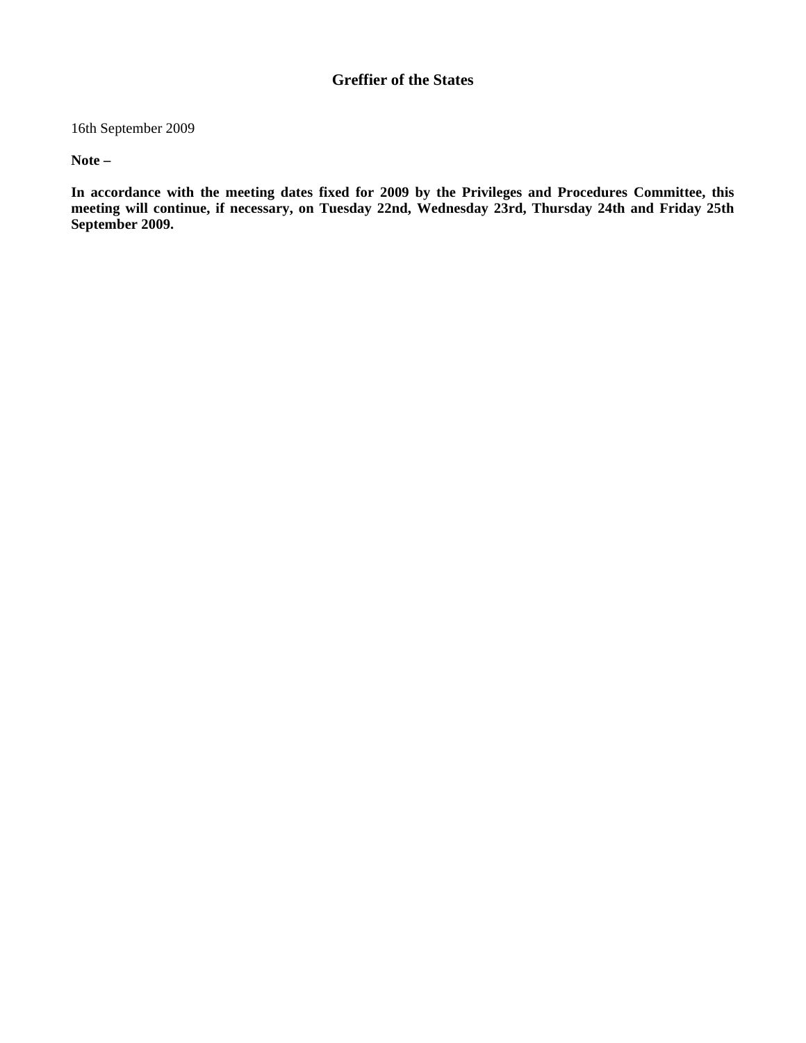**Greffier of the States**

16th September 2009

**Note –**

**In accordance with the meeting dates fixed for 2009 by the Privileges and Procedures Committee, this meeting will continue, if necessary, on Tuesday 22nd, Wednesday 23rd, Thursday 24th and Friday 25th September 2009.**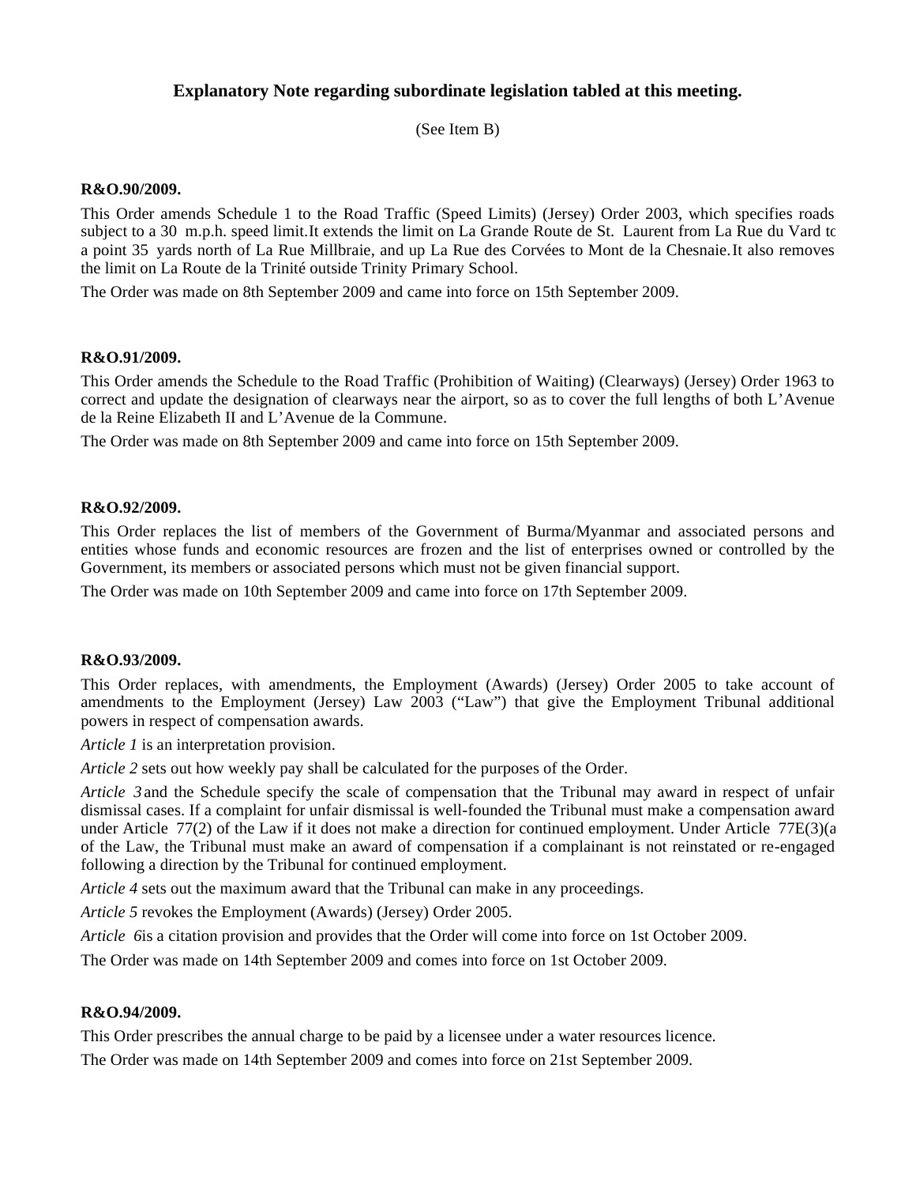## Explanatory Note regarding subordinate legislation tabled at this meeting.

(See Item B)

**R&O.90/2009.**

This Order amends Schedule 1 to the Road Traffic (Speed Limits) (Jersey) Order 2003, which specifies roads subject to a 30 m.p.h. speed limit. It extends the limit on La Grande Route de St. Laurent from La Rue du Vard to a point 35 yards north of La Rue Millbraie, and up La Rue des Corvées to Mont de la Chesnaie. It also removes the limit on La Route de la Trinité outside Trinity Primary School.

The Order was made on 8th September 2009 and came into force on 15th September 2009.

**R&O.91/2009.**

This Order amends the Schedule to the Road Traffic (Prohibition of Waiting) (Clearways) (Jersey) Order 1963 to correct and update the designation of clearways near the airport, so as to cover the full lengths of both L'Avenue de la Reine Elizabeth II and L'Avenue de la Commune.

The Order was made on 8th September 2009 and came into force on 15th September 2009.

**R&O.92/2009.**

This Order replaces the list of members of the Government of Burma/Myanmar and associated persons and entities whose funds and economic resources are frozen and the list of enterprises owned or controlled by the Government, its members or associated persons which must not be given financial support.

The Order was made on 10th September 2009 and came into force on 17th September 2009.

**R&O.93/2009.**

This Order replaces, with amendments, the Employment (Awards) (Jersey) Order 2005 to take account of amendments to the Employment (Jersey) Law 2003 ("Law") that give the Employment Tribunal additional powers in respect of compensation awards.

*Article 1* is an interpretation provision.

*Article 2* sets out how weekly pay shall be calculated for the purposes of the Order.

*Article 3* and the Schedule specify the scale of compensation that the Tribunal may award in respect of unfair dismissal cases. If a complaint for unfair dismissal is well-founded the Tribunal must make a compensation award under Article 77(2) of the Law if it does not make a direction for continued employment. Under Article 77E(3)(a) of the Law, the Tribunal must make an award of compensation if a complainant is not reinstated or re-engaged following a direction by the Tribunal for continued employment.

*Article 4* sets out the maximum award that the Tribunal can make in any proceedings.

*Article 5* revokes the Employment (Awards) (Jersey) Order 2005.

*Article 6* is a citation provision and provides that the Order will come into force on 1st October 2009.

The Order was made on 14th September 2009 and comes into force on 1st October 2009.

**R&O.94/2009.**

This Order prescribes the annual charge to be paid by a licensee under a water resources licence.

The Order was made on 14th September 2009 and comes into force on 21st September 2009.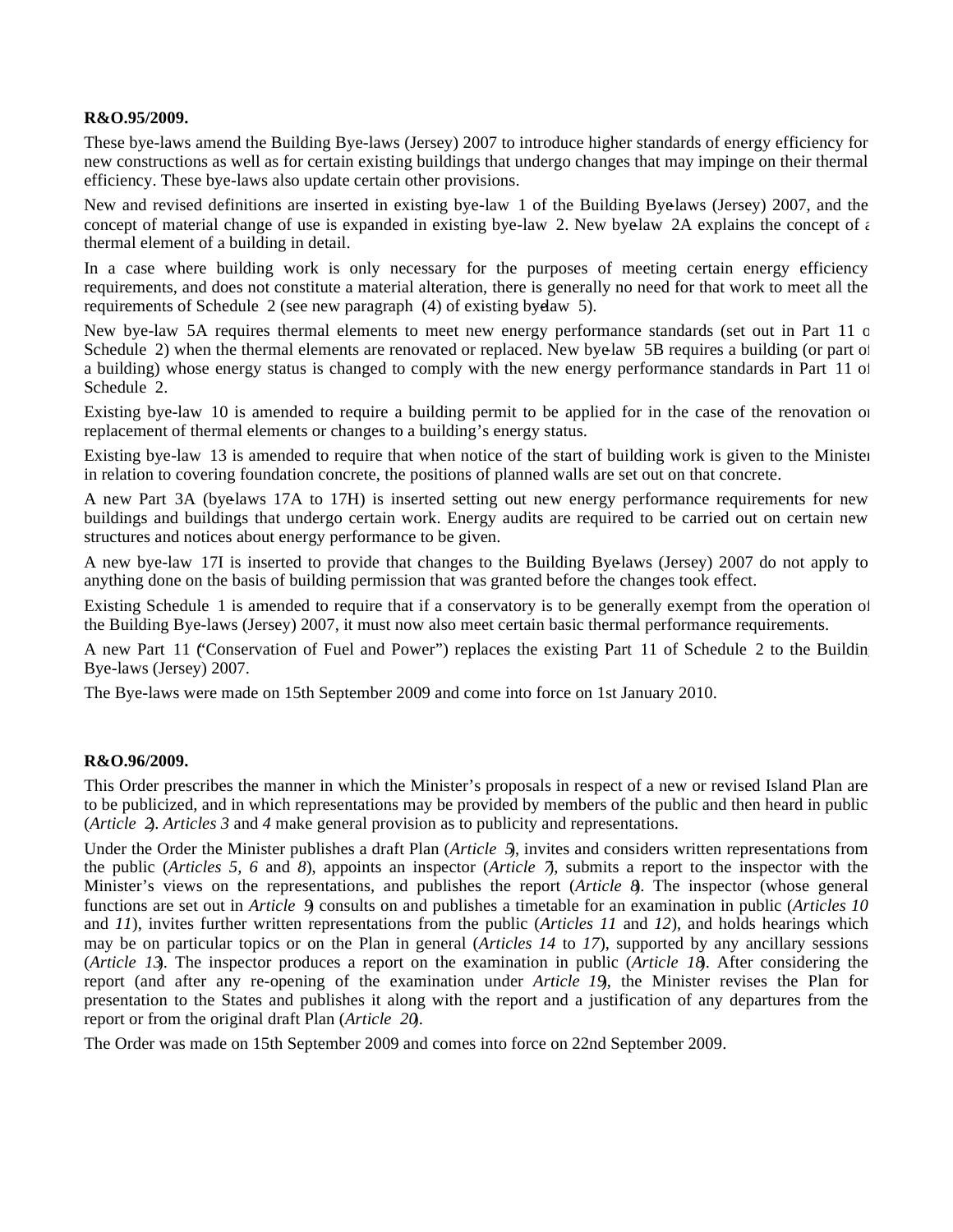**R&O.95/2009.**

These bye-laws amend the Building Bye-laws (Jersey) 2007 to introduce higher standards of energy efficiency for new constructions as well as for certain existing buildings that undergo changes that may impinge on their thermal efficiency. These bye-laws also update certain other provisions.

New and revised definitions are inserted in existing bye-law 1 of the Building Bye-laws (Jersey) 2007, and the concept of material change of use is expanded in existing bye-law 2. New bye-law 2A explains the concept of a thermal element of a building in detail.

In a case where building work is only necessary for the purposes of meeting certain energy efficiency requirements, and does not constitute a material alteration, there is generally no need for that work to meet all the requirements of Schedule 2 (see new paragraph (4) of existing bye-law 5).

New bye-law 5A requires thermal elements to meet new energy performance standards (set out in Part 11 of Schedule 2) when the thermal elements are renovated or replaced. New bye-law 5B requires a building (or part of a building) whose energy status is changed to comply with the new energy performance standards in Part 11 of Schedule 2.

Existing bye-law 10 is amended to require a building permit to be applied for in the case of the renovation or replacement of thermal elements or changes to a building's energy status.

Existing bye-law 13 is amended to require that when notice of the start of building work is given to the Minister in relation to covering foundation concrete, the positions of planned walls are set out on that concrete.

A new Part 3A (bye-laws 17A to 17H) is inserted setting out new energy performance requirements for new buildings and buildings that undergo certain work. Energy audits are required to be carried out on certain new structures and notices about energy performance to be given.

A new bye-law 17I is inserted to provide that changes to the Building Bye-laws (Jersey) 2007 do not apply to anything done on the basis of building permission that was granted before the changes took effect.

Existing Schedule 1 is amended to require that if a conservatory is to be generally exempt from the operation of the Building Bye-laws (Jersey) 2007, it must now also meet certain basic thermal performance requirements.

A new Part 11 ("Conservation of Fuel and Power") replaces the existing Part 11 of Schedule 2 to the Building Bye-laws (Jersey) 2007.

The Bye-laws were made on 15th September 2009 and come into force on 1st January 2010.

**R&O.96/2009.**

This Order prescribes the manner in which the Minister's proposals in respect of a new or revised Island Plan are to be publicized, and in which representations may be provided by members of the public and then heard in public (*Article 2*). *Articles 3* and *4* make general provision as to publicity and representations.

Under the Order the Minister publishes a draft Plan (*Article 5*), invites and considers written representations from the public (*Articles 5*, *6* and *8*), appoints an inspector (*Article 7*), submits a report to the inspector with the Minister's views on the representations, and publishes the report (*Article 8*). The inspector (whose general functions are set out in *Article 9*) consults on and publishes a timetable for an examination in public (*Articles 10* and *11*), invites further written representations from the public (*Articles 11* and *12*), and holds hearings which may be on particular topics or on the Plan in general (*Articles 14* to *17*), supported by any ancillary sessions (*Article 13*). The inspector produces a report on the examination in public (*Article 18*). After considering the report (and after any re-opening of the examination under *Article 19*), the Minister revises the Plan for presentation to the States and publishes it along with the report and a justification of any departures from the report or from the original draft Plan (*Article 20*).

The Order was made on 15th September 2009 and comes into force on 22nd September 2009.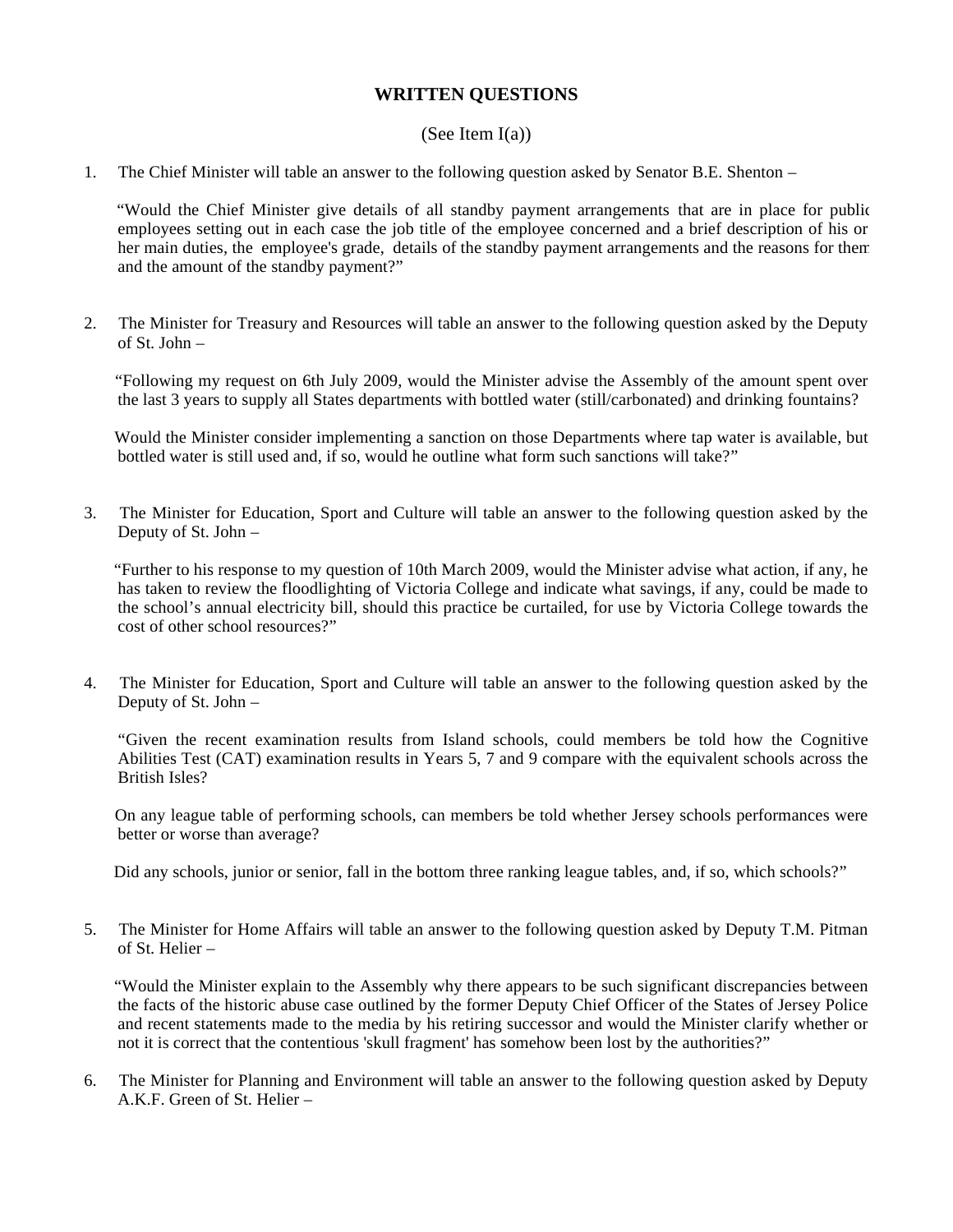# WRITTEN QUESTIONS

(See Item I(a))

1. The Chief Minister will table an answer to the following question asked by Senator B.E. Shenton –

   "Would the Chief Minister give details of all standby payment arrangements that are in place for public employees setting out in each case the job title of the employee concerned and a brief description of his or her main duties, the employee's grade, details of the standby payment arrangements and the reasons for them and the amount of the standby payment?"

2. The Minister for Treasury and Resources will table an answer to the following question asked by the Deputy of St. John –

   "Following my request on 6th July 2009, would the Minister advise the Assembly of the amount spent over the last 3 years to supply all States departments with bottled water (still/carbonated) and drinking fountains?

   Would the Minister consider implementing a sanction on those Departments where tap water is available, but bottled water is still used and, if so, would he outline what form such sanctions will take?"

3. The Minister for Education, Sport and Culture will table an answer to the following question asked by the Deputy of St. John –

   "Further to his response to my question of 10th March 2009, would the Minister advise what action, if any, he has taken to review the floodlighting of Victoria College and indicate what savings, if any, could be made to the school's annual electricity bill, should this practice be curtailed, for use by Victoria College towards the cost of other school resources?"

4. The Minister for Education, Sport and Culture will table an answer to the following question asked by the Deputy of St. John –

   "Given the recent examination results from Island schools, could members be told how the Cognitive Abilities Test (CAT) examination results in Years 5, 7 and 9 compare with the equivalent schools across the British Isles?

   On any league table of performing schools, can members be told whether Jersey schools performances were better or worse than average?

   Did any schools, junior or senior, fall in the bottom three ranking league tables, and, if so, which schools?"

5. The Minister for Home Affairs will table an answer to the following question asked by Deputy T.M. Pitman of St. Helier –

   "Would the Minister explain to the Assembly why there appears to be such significant discrepancies between the facts of the historic abuse case outlined by the former Deputy Chief Officer of the States of Jersey Police and recent statements made to the media by his retiring successor and would the Minister clarify whether or not it is correct that the contentious 'skull fragment' has somehow been lost by the authorities?"

6. The Minister for Planning and Environment will table an answer to the following question asked by Deputy A.K.F. Green of St. Helier –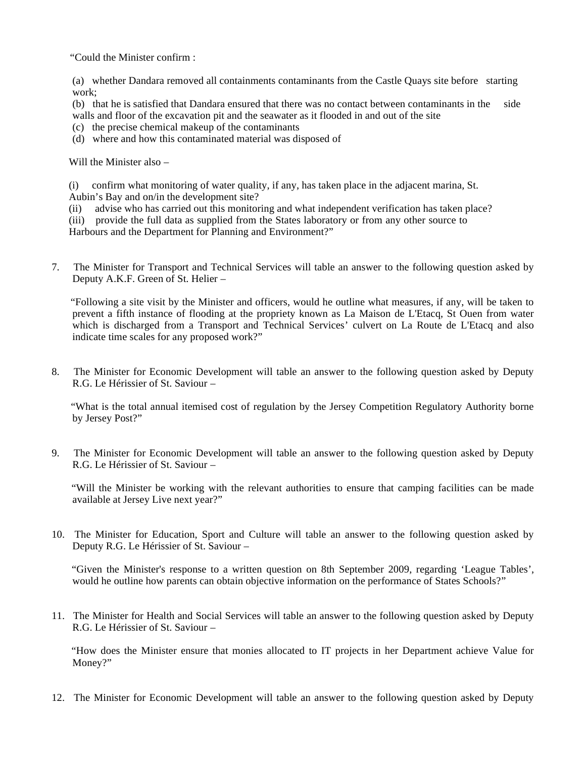"Could the Minister confirm :

(a) whether Dandara removed all containments contaminants from the Castle Quays site before starting work;
(b) that he is satisfied that Dandara ensured that there was no contact between contaminants in the side walls and floor of the excavation pit and the seawater as it flooded in and out of the site
(c) the precise chemical makeup of the contaminants
(d) where and how this contaminated material was disposed of

Will the Minister also –

(i) confirm what monitoring of water quality, if any, has taken place in the adjacent marina, St. Aubin's Bay and on/in the development site?
(ii) advise who has carried out this monitoring and what independent verification has taken place?
(iii) provide the full data as supplied from the States laboratory or from any other source to Harbours and the Department for Planning and Environment?"

7. The Minister for Transport and Technical Services will table an answer to the following question asked by Deputy A.K.F. Green of St. Helier –

"Following a site visit by the Minister and officers, would he outline what measures, if any, will be taken to prevent a fifth instance of flooding at the propriety known as La Maison de L'Etacq, St Ouen from water which is discharged from a Transport and Technical Services' culvert on La Route de L'Etacq and also indicate time scales for any proposed work?"

8. The Minister for Economic Development will table an answer to the following question asked by Deputy R.G. Le Hérissier of St. Saviour –

"What is the total annual itemised cost of regulation by the Jersey Competition Regulatory Authority borne by Jersey Post?"

9. The Minister for Economic Development will table an answer to the following question asked by Deputy R.G. Le Hérissier of St. Saviour –

"Will the Minister be working with the relevant authorities to ensure that camping facilities can be made available at Jersey Live next year?"

10. The Minister for Education, Sport and Culture will table an answer to the following question asked by Deputy R.G. Le Hérissier of St. Saviour –

"Given the Minister's response to a written question on 8th September 2009, regarding 'League Tables', would he outline how parents can obtain objective information on the performance of States Schools?"

11. The Minister for Health and Social Services will table an answer to the following question asked by Deputy R.G. Le Hérissier of St. Saviour –

"How does the Minister ensure that monies allocated to IT projects in her Department achieve Value for Money?"

12. The Minister for Economic Development will table an answer to the following question asked by Deputy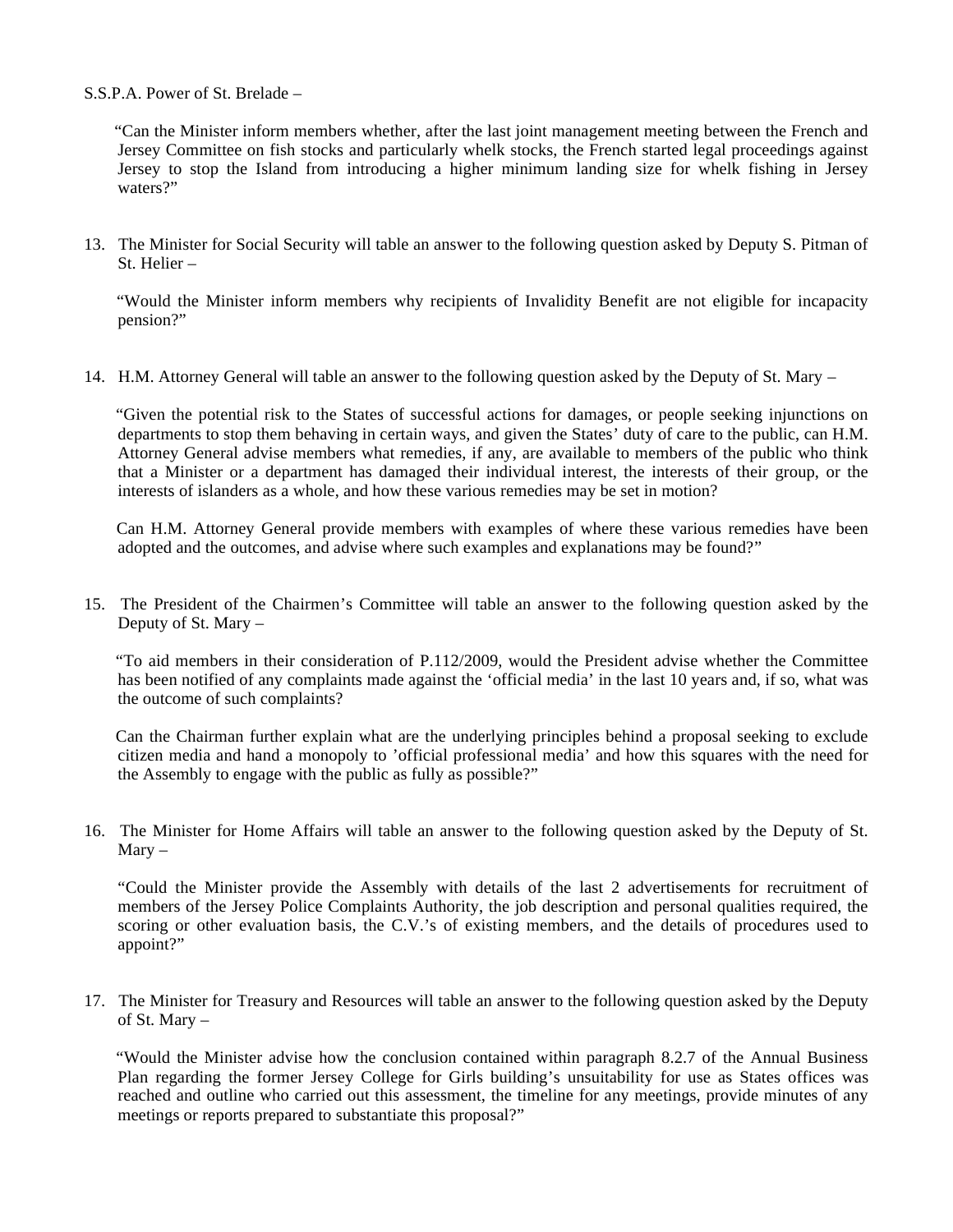S.S.P.A. Power of St. Brelade –

"Can the Minister inform members whether, after the last joint management meeting between the French and Jersey Committee on fish stocks and particularly whelk stocks, the French started legal proceedings against Jersey to stop the Island from introducing a higher minimum landing size for whelk fishing in Jersey waters?"

13. The Minister for Social Security will table an answer to the following question asked by Deputy S. Pitman of St. Helier –

    "Would the Minister inform members why recipients of Invalidity Benefit are not eligible for incapacity pension?"

14. H.M. Attorney General will table an answer to the following question asked by the Deputy of St. Mary –

    "Given the potential risk to the States of successful actions for damages, or people seeking injunctions on departments to stop them behaving in certain ways, and given the States' duty of care to the public, can H.M. Attorney General advise members what remedies, if any, are available to members of the public who think that a Minister or a department has damaged their individual interest, the interests of their group, or the interests of islanders as a whole, and how these various remedies may be set in motion?

    Can H.M. Attorney General provide members with examples of where these various remedies have been adopted and the outcomes, and advise where such examples and explanations may be found?"

15. The President of the Chairmen's Committee will table an answer to the following question asked by the Deputy of St. Mary –

    "To aid members in their consideration of P.112/2009, would the President advise whether the Committee has been notified of any complaints made against the 'official media' in the last 10 years and, if so, what was the outcome of such complaints?

    Can the Chairman further explain what are the underlying principles behind a proposal seeking to exclude citizen media and hand a monopoly to 'official professional media' and how this squares with the need for the Assembly to engage with the public as fully as possible?"

16. The Minister for Home Affairs will table an answer to the following question asked by the Deputy of St. Mary –

    "Could the Minister provide the Assembly with details of the last 2 advertisements for recruitment of members of the Jersey Police Complaints Authority, the job description and personal qualities required, the scoring or other evaluation basis, the C.V.'s of existing members, and the details of procedures used to appoint?"

17. The Minister for Treasury and Resources will table an answer to the following question asked by the Deputy of St. Mary –

    "Would the Minister advise how the conclusion contained within paragraph 8.2.7 of the Annual Business Plan regarding the former Jersey College for Girls building's unsuitability for use as States offices was reached and outline who carried out this assessment, the timeline for any meetings, provide minutes of any meetings or reports prepared to substantiate this proposal?"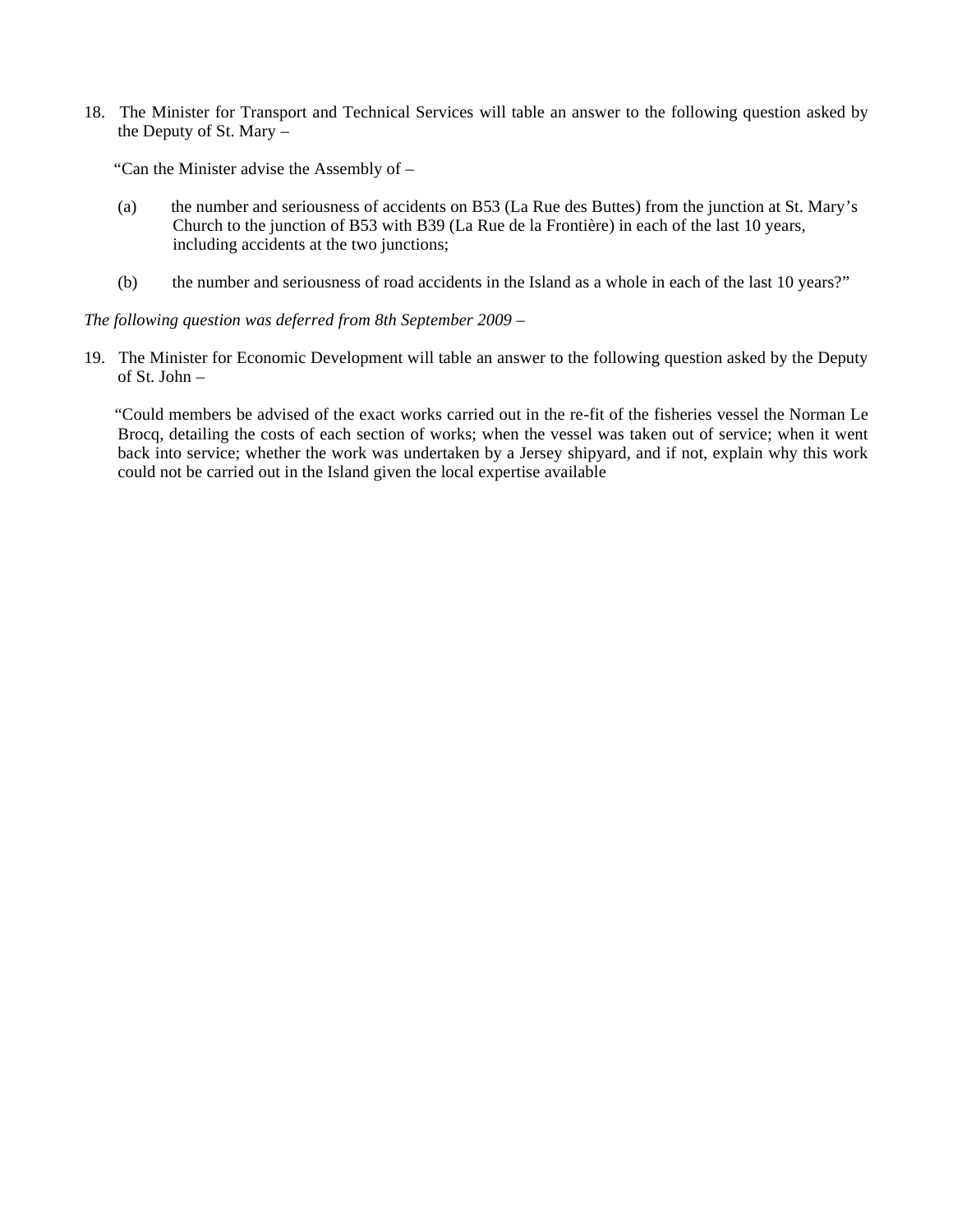18. The Minister for Transport and Technical Services will table an answer to the following question asked by the Deputy of St. Mary –

"Can the Minister advise the Assembly of –

(a) the number and seriousness of accidents on B53 (La Rue des Buttes) from the junction at St. Mary's Church to the junction of B53 with B39 (La Rue de la Frontière) in each of the last 10 years, including accidents at the two junctions;

(b) the number and seriousness of road accidents in the Island as a whole in each of the last 10 years?"

*The following question was deferred from 8th September 2009 –*

19. The Minister for Economic Development will table an answer to the following question asked by the Deputy of St. John –

"Could members be advised of the exact works carried out in the re-fit of the fisheries vessel the Norman Le Brocq, detailing the costs of each section of works; when the vessel was taken out of service; when it went back into service; whether the work was undertaken by a Jersey shipyard, and if not, explain why this work could not be carried out in the Island given the local expertise available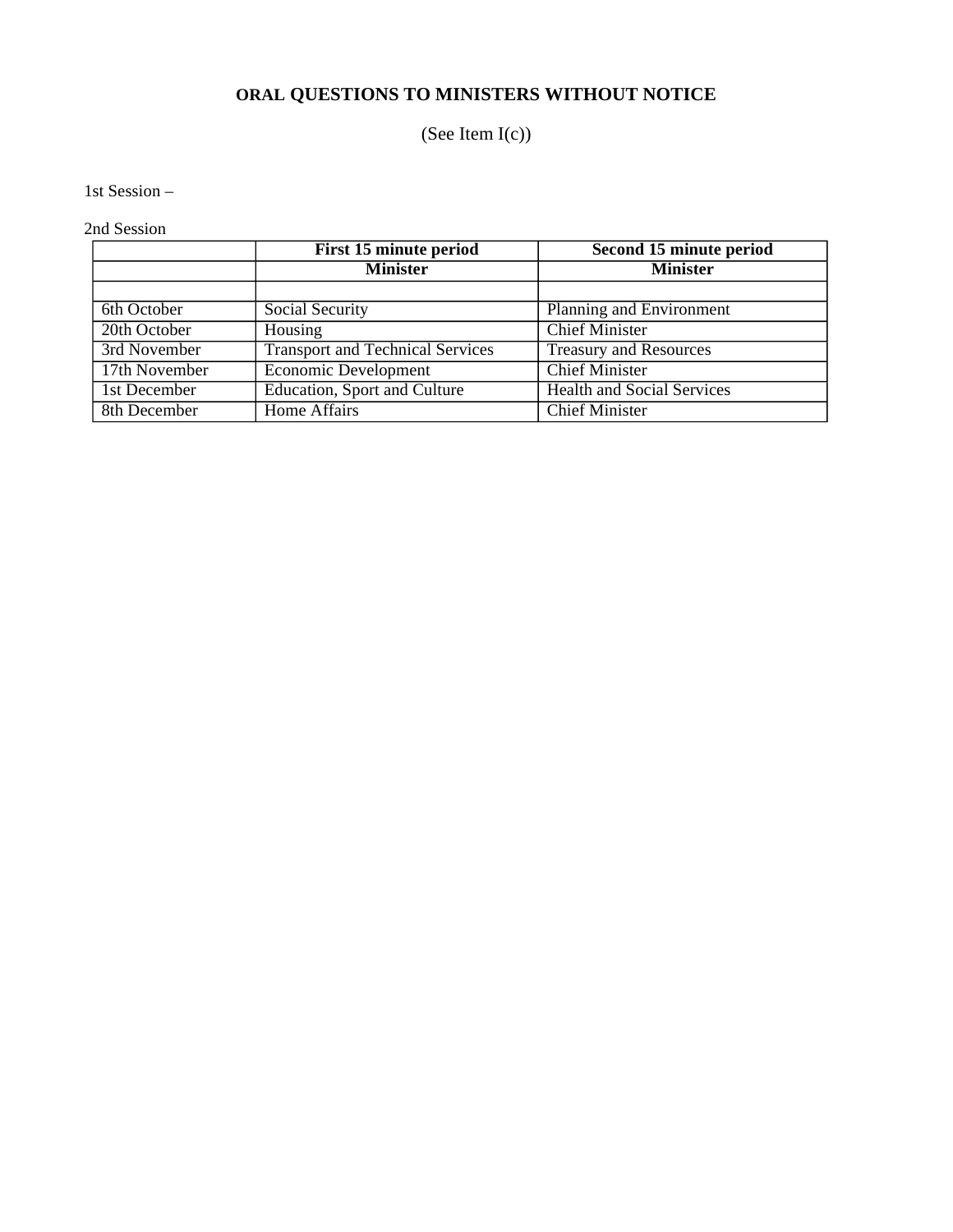**ORAL QUESTIONS TO MINISTERS WITHOUT NOTICE**

(See Item I(c))

1st Session –

2nd Session

| | First 15 minute period | Second 15 minute period |
|---|---|---|
| | **Minister** | **Minister** |
| | | |
| 6th October | Social Security | Planning and Environment |
| 20th October | Housing | Chief Minister |
| 3rd November | Transport and Technical Services | Treasury and Resources |
| 17th November | Economic Development | Chief Minister |
| 1st December | Education, Sport and Culture | Health and Social Services |
| 8th December | Home Affairs | Chief Minister |